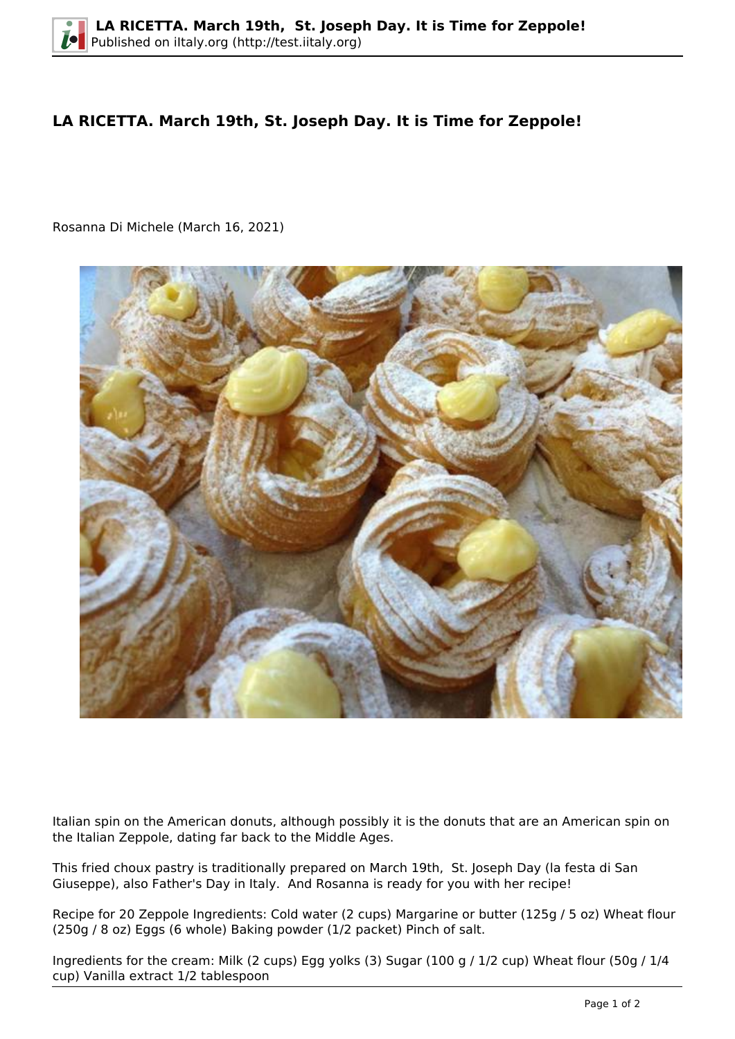# LA RICETTA. March 19th, St. Joseph Day. It is Time for Zeppole!

Rosanna Di Michele (March 16, 2021)

Italian spin on the American donuts, although possibly it is the donuts that are an American spin on the Italian Zeppole, dating far back to the Middle Ages.

This fried choux pastry is traditionally prepared on March 19th, St. Joseph Day (la festa di San Giuseppe), also Father's Day in Italy. And Rosanna is ready for you with her recipe!

Recipe for 20 Zeppole Ingredients: Cold water (2 cups) Margarine or butter (125g / 5 oz) Wheat flour (250g / 8 oz) Eggs (6 whole) Baking powder (1/2 packet) Pinch of salt.

Ingredients for the cream: Milk (2 cups) Egg yolks (3) Sugar (100 g / 1/2 cup) Wheat flour (50g / 1/4 cup) Vanilla extract 1/2 tablespoon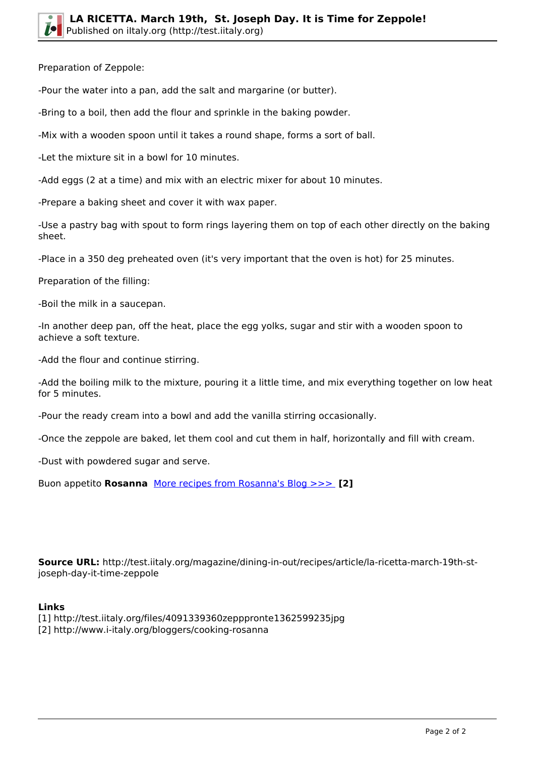Preparation of Zeppole:

-Pour the water into a pan, add the salt and margarine (or butter).

-Bring to a boil, then add the flour and sprinkle in the baking powder.

-Mix with a wooden spoon until it takes a round shape, forms a sort of ball.

-Let the mixture sit in a bowl for 10 minutes.

-Add eggs (2 at a time) and mix with an electric mixer for about 10 minutes.

-Prepare a baking sheet and cover it with wax paper.

-Use a pastry bag with spout to form rings layering them on top of each other directly on the baking sheet.

-Place in a 350 deg preheated oven (it's very important that the oven is hot) for 25 minutes.

Preparation of the filling:

-Boil the milk in a saucepan.

-In another deep pan, off the heat, place the egg yolks, sugar and stir with a wooden spoon to achieve a soft texture.

-Add the flour and continue stirring.

-Add the boiling milk to the mixture, pouring it a little time, and mix everything together on low heat for 5 minutes.

-Pour the ready cream into a bowl and add the vanilla stirring occasionally.

-Once the zeppole are baked, let them cool and cut them in half, horizontally and fill with cream.

-Dust with powdered sugar and serve.

Buon appetito **Rosanna** More recipes from Rosanna's Blog >>> **[2]**

**Source URL:** http://test.iitaly.org/magazine/dining-in-out/recipes/article/la-ricetta-march-19th-st-joseph-day-it-time-zeppole

**Links**
[1] http://test.iitaly.org/files/4091339360zepppronte1362599235jpg
[2] http://www.i-italy.org/bloggers/cooking-rosanna